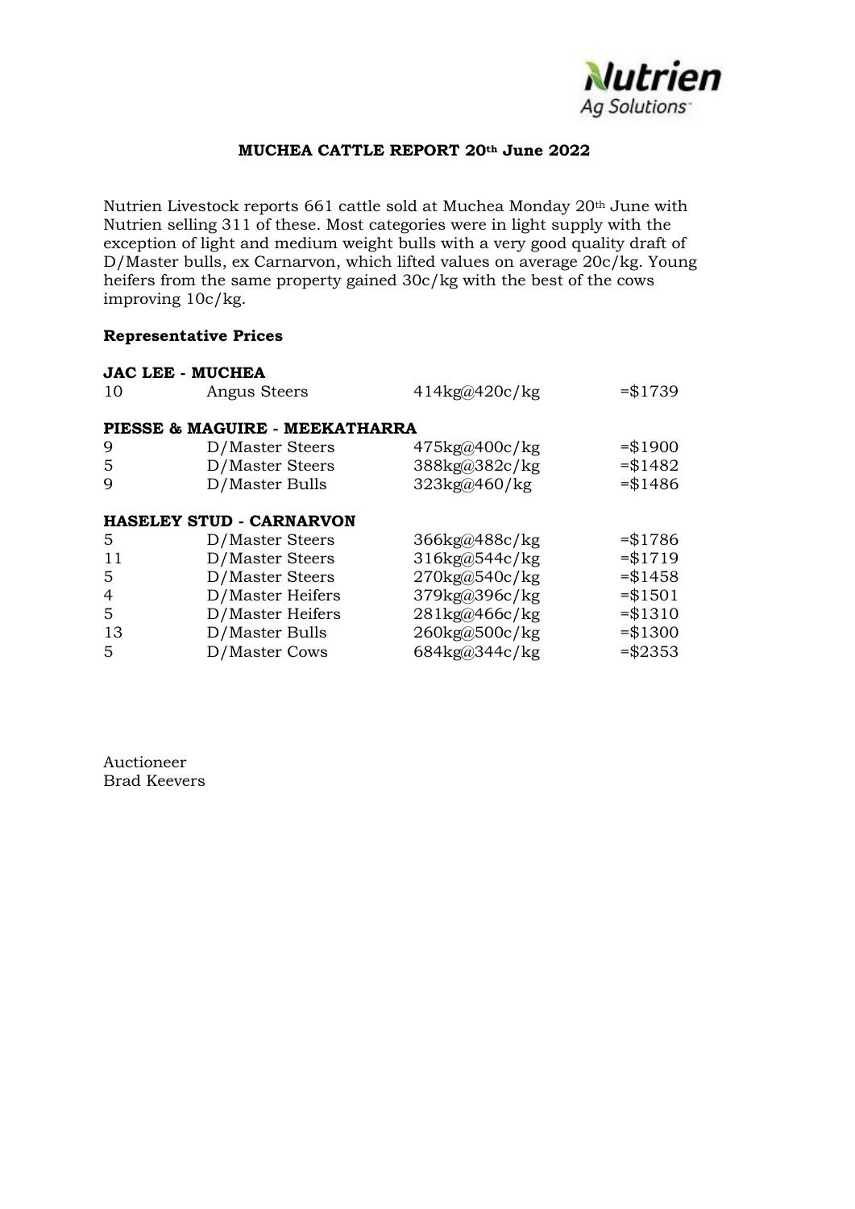# MUCHEA CATTLE REPORT 20th June 2022

Nutrien Livestock reports 661 cattle sold at Muchea Monday 20th June with Nutrien selling 311 of these. Most categories were in light supply with the exception of light and medium weight bulls with a very good quality draft of D/Master bulls, ex Carnarvon, which lifted values on average 20c/kg. Young heifers from the same property gained 30c/kg with the best of the cows improving 10c/kg.

**Representative Prices**

**JAC LEE - MUCHEA**

| | | | |
|---|---|---|---|
| 10 | Angus Steers | 414kg@420c/kg | =$1739 |

**PIESSE & MAGUIRE - MEEKATHARRA**

| | | | |
|---|---|---|---|
| 9 | D/Master Steers | 475kg@400c/kg | =$1900 |
| 5 | D/Master Steers | 388kg@382c/kg | =$1482 |
| 9 | D/Master Bulls | 323kg@460/kg | =$1486 |

**HASELEY STUD - CARNARVON**

| | | | |
|---|---|---|---|
| 5 | D/Master Steers | 366kg@488c/kg | =$1786 |
| 11 | D/Master Steers | 316kg@544c/kg | =$1719 |
| 5 | D/Master Steers | 270kg@540c/kg | =$1458 |
| 4 | D/Master Heifers | 379kg@396c/kg | =$1501 |
| 5 | D/Master Heifers | 281kg@466c/kg | =$1310 |
| 13 | D/Master Bulls | 260kg@500c/kg | =$1300 |
| 5 | D/Master Cows | 684kg@344c/kg | =$2353 |

Auctioneer
Brad Keevers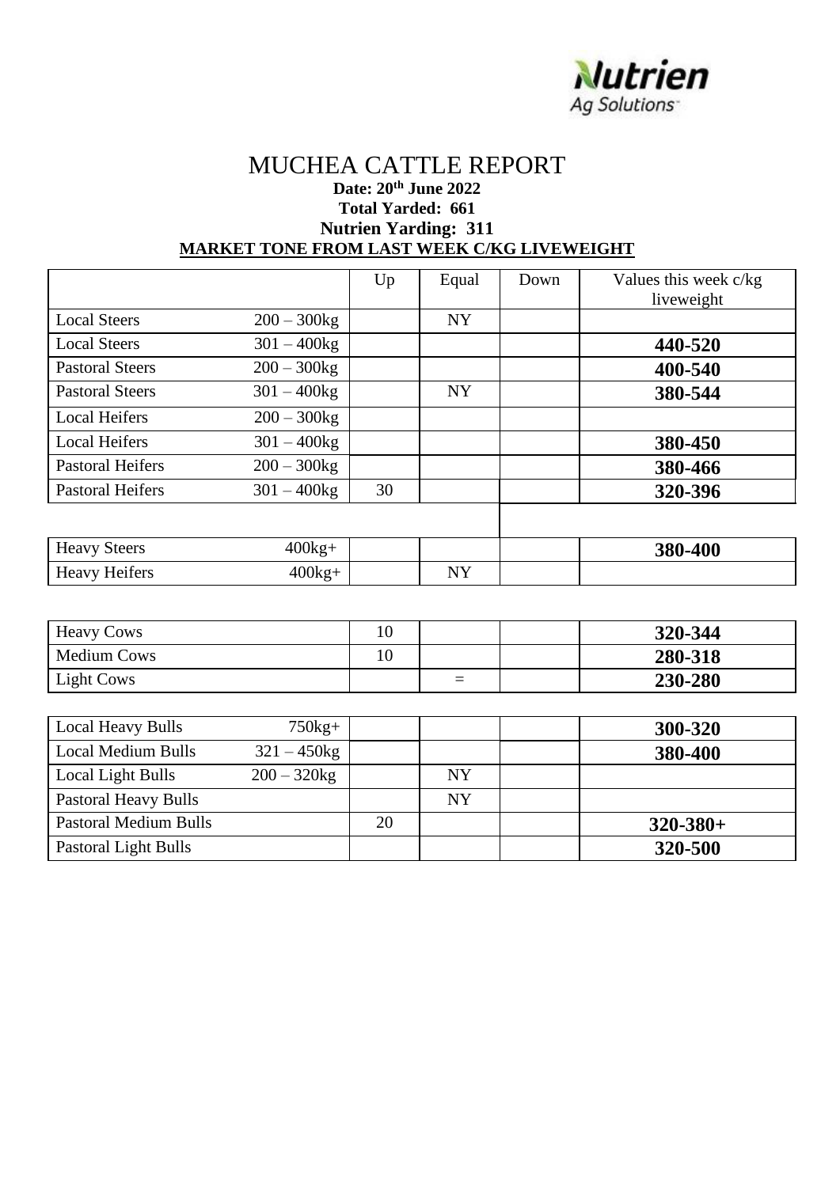# MUCHEA CATTLE REPORT

**Date: 20th June 2022**
**Total Yarded: 661**
**Nutrien Yarding: 311**
**MARKET TONE FROM LAST WEEK C/KG LIVEWEIGHT**

| | | Up | Equal | Down | Values this week c/kg liveweight |
|---|---|---|---|---|---|
| Local Steers | 200 – 300kg | | NY | | |
| Local Steers | 301 – 400kg | | | | **440-520** |
| Pastoral Steers | 200 – 300kg | | | | **400-540** |
| Pastoral Steers | 301 – 400kg | | NY | | **380-544** |
| Local Heifers | 200 – 300kg | | | | |
| Local Heifers | 301 – 400kg | | | | **380-450** |
| Pastoral Heifers | 200 – 300kg | | | | **380-466** |
| Pastoral Heifers | 301 – 400kg | 30 | | | **320-396** |
| | | | | | |
| Heavy Steers | 400kg+ | | | | **380-400** |
| Heavy Heifers | 400kg+ | | NY | | |

| | Up | Equal | Down | |
|---|---|---|---|---|
| Heavy Cows | 10 | | | **320-344** |
| Medium Cows | 10 | | | **280-318** |
| Light Cows | | = | | **230-280** |

| | | | | | |
|---|---|---|---|---|---|
| Local Heavy Bulls | 750kg+ | | | | **300-320** |
| Local Medium Bulls | 321 – 450kg | | | | **380-400** |
| Local Light Bulls | 200 – 320kg | | NY | | |
| Pastoral Heavy Bulls | | | NY | | |
| Pastoral Medium Bulls | | 20 | | | **320-380+** |
| Pastoral Light Bulls | | | | | **320-500** |